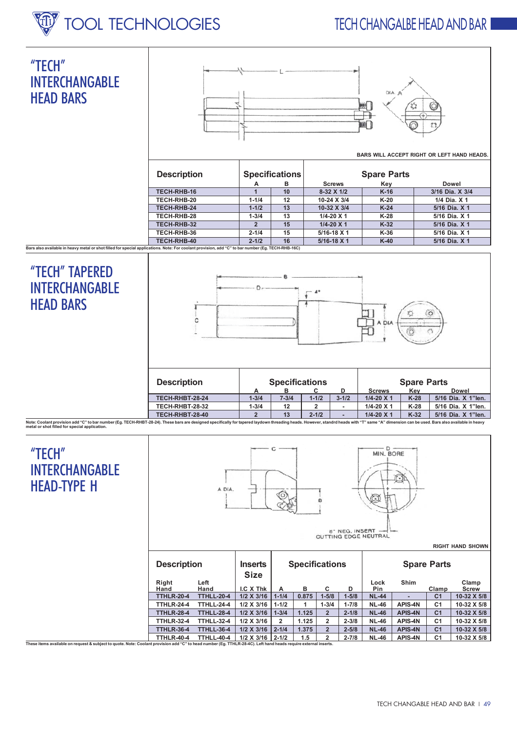# "TECH" INTERCHANGABLE HEAD BARS

L

DIA. A

BARS WILL ACCEPT RIGHT OR LEFT HAND HEADS.

| Description | Specifications | | Spare Parts | | |
|---|---|---|---|---|---|
| | A | B | Screws | Key | Dowel |
| TECH-RHB-16 | 1 | 10 | 8-32 X 1/2 | K-16 | 3/16 Dia. X 3/4 |
| TECH-RHB-20 | 1-1/4 | 12 | 10-24 X 3/4 | K-20 | 1/4 Dia. X 1 |
| TECH-RHB-24 | 1-1/2 | 13 | 10-32 X 3/4 | K-24 | 5/16 Dia. X 1 |
| TECH-RHB-28 | 1-3/4 | 13 | 1/4-20 X 1 | K-28 | 5/16 Dia. X 1 |
| TECH-RHB-32 | 2 | 15 | 1/4-20 X 1 | K-32 | 5/16 Dia. X 1 |
| TECH-RHB-36 | 2-1/4 | 16 | 5/16-18 X 1 | K-36 | 5/16 Dia. X 1 |
| TECH-RHB-40 | 2-1/2 | 16 | 5/16-18 X 1 | K-40 | 5/16 Dia. X 1 |

Bars also available in heavy metal or shot filled for special applications. Note: For coolant provision, add "C" to bar number (Eg. TECH-RHB-16C)

# "TECH" TAPERED INTERCHANGABLE HEAD BARS

B

D

4°

C

A DIA

| Description | Specifications | | | | Spare Parts | | |
|---|---|---|---|---|---|---|---|
| | A | B | C | D | Screws | Key | Dowel |
| TECH-RHBT-28-24 | 1-3/4 | 7-3/4 | 1-1/2 | 3-1/2 | 1/4-20 X 1 | K-28 | 5/16 Dia. X 1"len. |
| TECH-RHBT-28-32 | 1-3/4 | 12 | 2 | - | 1/4-20 X 1 | K-28 | 5/16 Dia. X 1"len. |
| TECH-RHBT-28-40 | 2 | 13 | 2-1/2 | - | 1/4-20 X 1 | K-32 | 5/16 Dia. X 1"len. |

Note: Coolant provision add "C" to bar number (Eg. TECH-RHBT-28-24). These bars are designed specifically for tapered laydown threading heads. However, standrd heads with "T" same "A" dimension can be used. Bars also available in heavy metal or shot filled for special application.

# "TECH" INTERCHANGABLE HEAD-TYPE H

C

A DIA.

B

D MIN. BORE

8° NEG. INSERT CUTTING EDGE NEUTRAL

RIGHT HAND SHOWN

| Description | | Inserts Size | Specifications | | | | Spare Parts | | | |
|---|---|---|---|---|---|---|---|---|---|---|
| Right Hand | Left Hand | I.C X Thk | A | B | C | D | Lock Pin | Shim | Clamp | Clamp Screw |
| TTHLR-20-4 | TTHLL-20-4 | 1/2 X 3/16 | 1-1/4 | 0.875 | 1-5/8 | 1-5/8 | NL-44 | - | C1 | 10-32 X 5/8 |
| TTHLR-24-4 | TTHLL-24-4 | 1/2 X 3/16 | 1-1/2 | 1 | 1-3/4 | 1-7/8 | NL-46 | APIS-4N | C1 | 10-32 X 5/8 |
| TTHLR-28-4 | TTHLL-28-4 | 1/2 X 3/16 | 1-3/4 | 1.125 | 2 | 2-1/8 | NL-46 | APIS-4N | C1 | 10-32 X 5/8 |
| TTHLR-32-4 | TTHLL-32-4 | 1/2 X 3/16 | 2 | 1.125 | 2 | 2-3/8 | NL-46 | APIS-4N | C1 | 10-32 X 5/8 |
| TTHLR-36-4 | TTHLL-36-4 | 1/2 X 3/16 | 2-1/4 | 1.375 | 2 | 2-5/8 | NL-46 | APIS-4N | C1 | 10-32 X 5/8 |
| TTHLR-40-4 | TTHLL-40-4 | 1/2 X 3/16 | 2-1/2 | 1.5 | 2 | 2-7/8 | NL-46 | APIS-4N | C1 | 10-32 X 5/8 |

These items available on request & subject to quote. Note: Coolant provision add "C" to head number (Eg. TTHLR-28-4C). Left hand heads require external inserts.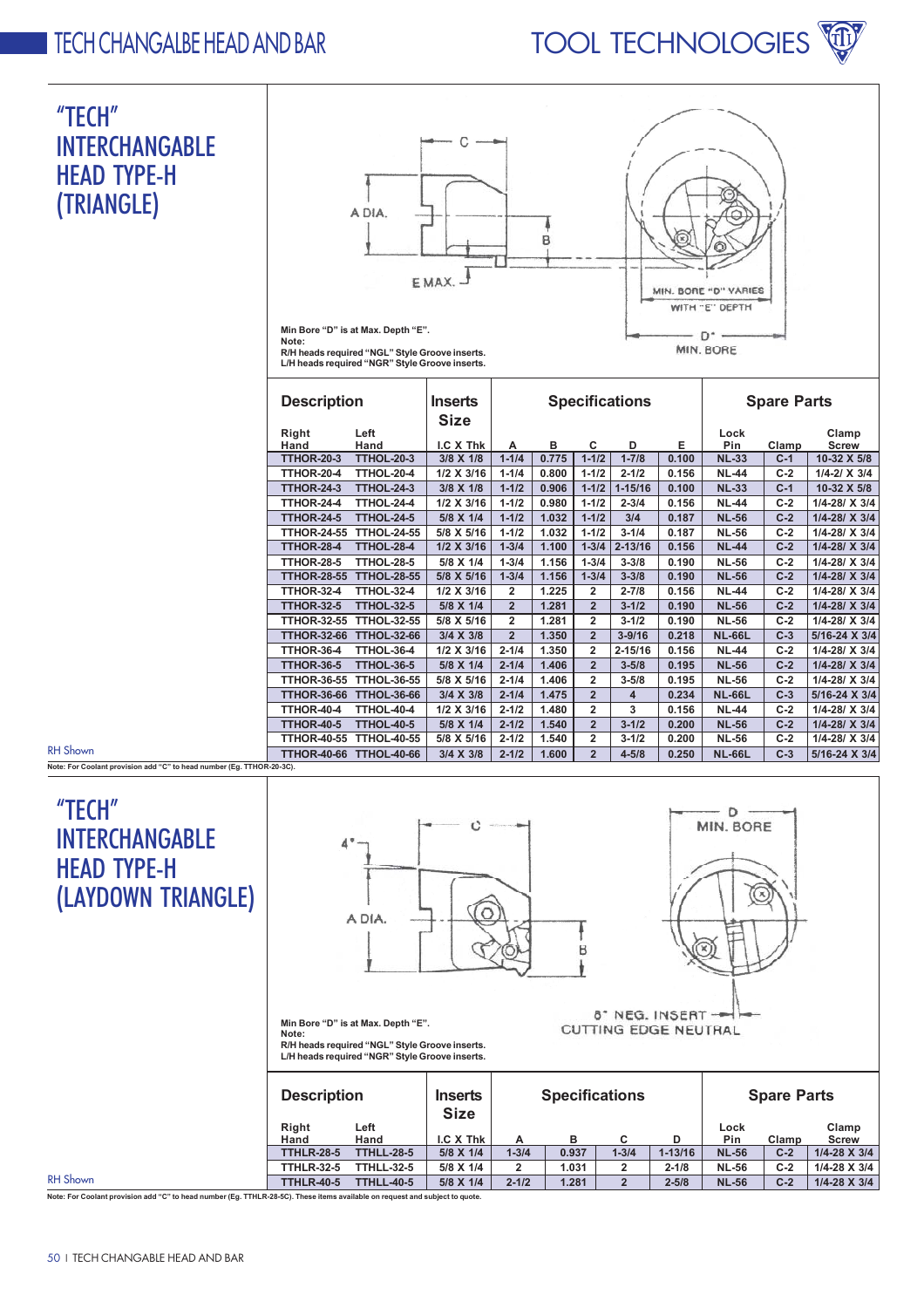# "TECH" INTERCHANGABLE HEAD TYPE-H (TRIANGLE)

A DIA. C B E MAX.

MIN. BORE "D" VARIES WITH "E" DEPTH

D* MIN. BORE

Min Bore "D" is at Max. Depth "E".
Note:
R/H heads required "NGL" Style Groove inserts.
L/H heads required "NGR" Style Groove inserts.

| Description | | Inserts Size | Specifications | | | | | Spare Parts | | |
|---|---|---|---|---|---|---|---|---|---|---|
| Right Hand | Left Hand | I.C X Thk | A | B | C | D | E | Lock Pin | Clamp | Clamp Screw |
| TTHOR-20-3 | TTHOL-20-3 | 3/8 X 1/8 | 1-1/4 | 0.775 | 1-1/2 | 1-7/8 | 0.100 | NL-33 | C-1 | 10-32 X 5/8 |
| TTHOR-20-4 | TTHOL-20-4 | 1/2 X 3/16 | 1-1/4 | 0.800 | 1-1/2 | 2-1/2 | 0.156 | NL-44 | C-2 | 1/4-2/ X 3/4 |
| TTHOR-24-3 | TTHOL-24-3 | 3/8 X 1/8 | 1-1/2 | 0.906 | 1-1/2 | 1-15/16 | 0.100 | NL-33 | C-1 | 10-32 X 5/8 |
| TTHOR-24-4 | TTHOL-24-4 | 1/2 X 3/16 | 1-1/2 | 0.980 | 1-1/2 | 2-3/4 | 0.156 | NL-44 | C-2 | 1/4-28/ X 3/4 |
| TTHOR-24-5 | TTHOL-24-5 | 5/8 X 1/4 | 1-1/2 | 1.032 | 1-1/2 | 3/4 | 0.187 | NL-56 | C-2 | 1/4-28/ X 3/4 |
| TTHOR-24-55 | TTHOL-24-55 | 5/8 X 5/16 | 1-1/2 | 1.032 | 1-1/2 | 3-1/4 | 0.187 | NL-56 | C-2 | 1/4-28/ X 3/4 |
| TTHOR-28-4 | TTHOL-28-4 | 1/2 X 3/16 | 1-3/4 | 1.100 | 1-3/4 | 2-13/16 | 0.156 | NL-44 | C-2 | 1/4-28/ X 3/4 |
| TTHOR-28-5 | TTHOL-28-5 | 5/8 X 1/4 | 1-3/4 | 1.156 | 1-3/4 | 3-3/8 | 0.190 | NL-56 | C-2 | 1/4-28/ X 3/4 |
| TTHOR-28-55 | TTHOL-28-55 | 5/8 X 5/16 | 1-3/4 | 1.156 | 1-3/4 | 3-3/8 | 0.190 | NL-56 | C-2 | 1/4-28/ X 3/4 |
| TTHOR-32-4 | TTHOL-32-4 | 1/2 X 3/16 | 2 | 1.225 | 2 | 2-7/8 | 0.156 | NL-44 | C-2 | 1/4-28/ X 3/4 |
| TTHOR-32-5 | TTHOL-32-5 | 5/8 X 1/4 | 2 | 1.281 | 2 | 3-1/2 | 0.190 | NL-56 | C-2 | 1/4-28/ X 3/4 |
| TTHOR-32-55 | TTHOL-32-55 | 5/8 X 5/16 | 2 | 1.281 | 2 | 3-1/2 | 0.190 | NL-56 | C-2 | 1/4-28/ X 3/4 |
| TTHOR-32-66 | TTHOL-32-66 | 3/4 X 3/8 | 2 | 1.350 | 2 | 3-9/16 | 0.218 | NL-66L | C-3 | 5/16-24 X 3/4 |
| TTHOR-36-4 | TTHOL-36-4 | 1/2 X 3/16 | 2-1/4 | 1.350 | 2 | 2-15/16 | 0.156 | NL-44 | C-2 | 1/4-28/ X 3/4 |
| TTHOR-36-5 | TTHOL-36-5 | 5/8 X 1/4 | 2-1/4 | 1.406 | 2 | 3-5/8 | 0.195 | NL-56 | C-2 | 1/4-28/ X 3/4 |
| TTHOR-36-55 | TTHOL-36-55 | 5/8 X 5/16 | 2-1/4 | 1.406 | 2 | 3-5/8 | 0.195 | NL-56 | C-2 | 1/4-28/ X 3/4 |
| TTHOR-36-66 | TTHOL-36-66 | 3/4 X 3/8 | 2-1/4 | 1.475 | 2 | 4 | 0.234 | NL-66L | C-3 | 5/16-24 X 3/4 |
| TTHOR-40-4 | TTHOL-40-4 | 1/2 X 3/16 | 2-1/2 | 1.480 | 2 | 3 | 0.156 | NL-44 | C-2 | 1/4-28/ X 3/4 |
| TTHOR-40-5 | TTHOL-40-5 | 5/8 X 1/4 | 2-1/2 | 1.540 | 2 | 3-1/2 | 0.200 | NL-56 | C-2 | 1/4-28/ X 3/4 |
| TTHOR-40-55 | TTHOL-40-55 | 5/8 X 5/16 | 2-1/2 | 1.540 | 2 | 3-1/2 | 0.200 | NL-56 | C-2 | 1/4-28/ X 3/4 |
| TTHOR-40-66 | TTHOL-40-66 | 3/4 X 3/8 | 2-1/2 | 1.600 | 2 | 4-5/8 | 0.250 | NL-66L | C-3 | 5/16-24 X 3/4 |

RH Shown

Note: For Coolant provision add "C" to head number (Eg. TTHOR-20-3C).

# "TECH" INTERCHANGABLE HEAD TYPE-H (LAYDOWN TRIANGLE)

4° A DIA. C B

D MIN. BORE

6° NEG. INSERT CUTTING EDGE NEUTRAL

Min Bore "D" is at Max. Depth "E".
Note:
R/H heads required "NGL" Style Groove inserts.
L/H heads required "NGR" Style Groove inserts.

| Description | | Inserts Size | Specifications | | | | Spare Parts | | |
|---|---|---|---|---|---|---|---|---|---|
| Right Hand | Left Hand | I.C X Thk | A | B | C | D | Lock Pin | Clamp | Clamp Screw |
| TTHLR-28-5 | TTHLL-28-5 | 5/8 X 1/4 | 1-3/4 | 0.937 | 1-3/4 | 1-13/16 | NL-56 | C-2 | 1/4-28 X 3/4 |
| TTHLR-32-5 | TTHLL-32-5 | 5/8 X 1/4 | 2 | 1.031 | 2 | 2-1/8 | NL-56 | C-2 | 1/4-28 X 3/4 |
| TTHLR-40-5 | TTHLL-40-5 | 5/8 X 1/4 | 2-1/2 | 1.281 | 2 | 2-5/8 | NL-56 | C-2 | 1/4-28 X 3/4 |

RH Shown

Note: For Coolant provision add "C" to head number (Eg. TTHLR-28-5C). These items available on request and subject to quote.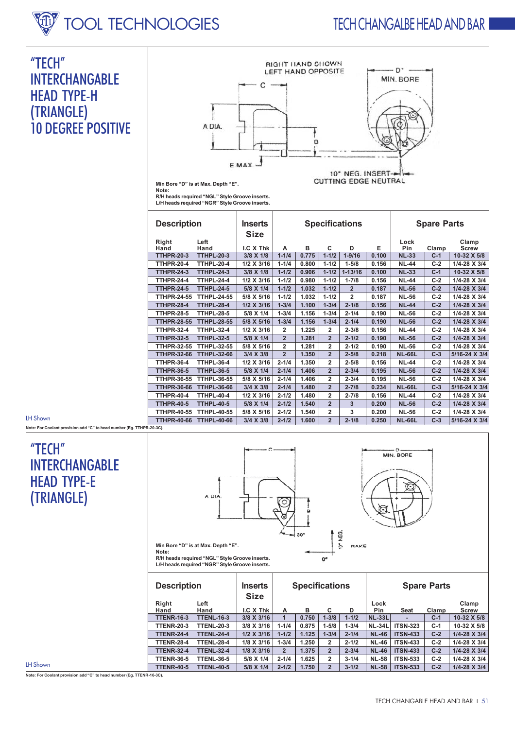# "TECH" INTERCHANGABLE HEAD TYPE-H (TRIANGLE) 10 DEGREE POSITIVE

RIGHT HAND SHOWN
LEFT HAND OPPOSITE

Min Bore "D" is at Max. Depth "E".
Note:
R/H heads required "NGL" Style Groove inserts.
L/H heads required "NGR" Style Groove inserts.

10° NEG. INSERT CUTTING EDGE NEUTRAL

| Description | | Inserts Size | Specifications | | | | | Spare Parts | | |
|---|---|---|---|---|---|---|---|---|---|---|
| Right Hand | Left Hand | I.C X Thk | A | B | C | D | E | Lock Pin | Clamp | Clamp Screw |
| TTHPR-20-3 | TTHPL-20-3 | 3/8 X 1/8 | 1-1/4 | 0.775 | 1-1/2 | 1-9/16 | 0.100 | NL-33 | C-1 | 10-32 X 5/8 |
| TTHPR-20-4 | TTHPL-20-4 | 1/2 X 3/16 | 1-1/4 | 0.800 | 1-1/2 | 1-5/8 | 0.156 | NL-44 | C-2 | 1/4-28 X 3/4 |
| TTHPR-24-3 | TTHPL-24-3 | 3/8 X 1/8 | 1-1/2 | 0.906 | 1-1/2 | 1-13/16 | 0.100 | NL-33 | C-1 | 10-32 X 5/8 |
| TTHPR-24-4 | TTHPL-24-4 | 1/2 X 3/16 | 1-1/2 | 0.980 | 1-1/2 | 1-7/8 | 0.156 | NL-44 | C-2 | 1/4-28 X 3/4 |
| TTHPR-24-5 | TTHPL-24-5 | 5/8 X 1/4 | 1-1/2 | 1.032 | 1-1/2 | 2 | 0.187 | NL-56 | C-2 | 1/4-28 X 3/4 |
| TTHPR-24-55 | TTHPL-24-55 | 5/8 X 5/16 | 1-1/2 | 1.032 | 1-1/2 | 2 | 0.187 | NL-56 | C-2 | 1/4-28 X 3/4 |
| TTHPR-28-4 | TTHPL-28-4 | 1/2 X 3/16 | 1-3/4 | 1.100 | 1-3/4 | 2-1/8 | 0.156 | NL-44 | C-2 | 1/4-28 X 3/4 |
| TTHPR-28-5 | TTHPL-28-5 | 5/8 X 1/4 | 1-3/4 | 1.156 | 1-3/4 | 2-1/4 | 0.190 | NL-56 | C-2 | 1/4-28 X 3/4 |
| TTHPR-28-55 | TTHPL-28-55 | 5/8 X 5/16 | 1-3/4 | 1.156 | 1-3/4 | 2-1/4 | 0.190 | NL-56 | C-2 | 1/4-28 X 3/4 |
| TTHPR-32-4 | TTHPL-32-4 | 1/2 X 3/16 | 2 | 1.225 | 2 | 2-3/8 | 0.156 | NL-44 | C-2 | 1/4-28 X 3/4 |
| TTHPR-32-5 | TTHPL-32-5 | 5/8 X 1/4 | 2 | 1.281 | 2 | 2-1/2 | 0.190 | NL-56 | C-2 | 1/4-28 X 3/4 |
| TTHPR-32-55 | TTHPL-32-55 | 5/8 X 5/16 | 2 | 1.281 | 2 | 2-1/2 | 0.190 | NL-56 | C-2 | 1/4-28 X 3/4 |
| TTHPR-32-66 | TTHPL-32-66 | 3/4 X 3/8 | 2 | 1.350 | 2 | 2-5/8 | 0.218 | NL-66L | C-3 | 5/16-24 X 3/4 |
| TTHPR-36-4 | TTHPL-36-4 | 1/2 X 3/16 | 2-1/4 | 1.350 | 2 | 2-5/8 | 0.156 | NL-44 | C-2 | 1/4-28 X 3/4 |
| TTHPR-36-5 | TTHPL-36-5 | 5/8 X 1/4 | 2-1/4 | 1.406 | 2 | 2-3/4 | 0.195 | NL-56 | C-2 | 1/4-28 X 3/4 |
| TTHPR-36-55 | TTHPL-36-55 | 5/8 X 5/16 | 2-1/4 | 1.406 | 2 | 2-3/4 | 0.195 | NL-56 | C-2 | 1/4-28 X 3/4 |
| TTHPR-36-66 | TTHPL-36-66 | 3/4 X 3/8 | 2-1/4 | 1.480 | 2 | 2-7/8 | 0.234 | NL-66L | C-3 | 5/16-24 X 3/4 |
| TTHPR-40-4 | TTHPL-40-4 | 1/2 X 3/16 | 2-1/2 | 1.480 | 2 | 2-7/8 | 0.156 | NL-44 | C-2 | 1/4-28 X 3/4 |
| TTHPR-40-5 | TTHPL-40-5 | 5/8 X 1/4 | 2-1/2 | 1.540 | 2 | 3 | 0.200 | NL-56 | C-2 | 1/4-28 X 3/4 |
| TTHPR-40-55 | TTHPL-40-55 | 5/8 X 5/16 | 2-1/2 | 1.540 | 2 | 3 | 0.200 | NL-56 | C-2 | 1/4-28 X 3/4 |
| TTHPR-40-66 | TTHPL-40-66 | 3/4 X 3/8 | 2-1/2 | 1.600 | 2 | 2-1/8 | 0.250 | NL-66L | C-3 | 5/16-24 X 3/4 |

LH Shown

Note: For Coolant provision add "C" to head number (Eg. TTHPR-20-3C).

# "TECH" INTERCHANGABLE HEAD TYPE-E (TRIANGLE)

Min Bore "D" is at Max. Depth "E".
Note:
R/H heads required "NGL" Style Groove inserts.
L/H heads required "NGR" Style Groove inserts.

| Description | | Inserts Size | Specifications | | | | Spare Parts | | | |
|---|---|---|---|---|---|---|---|---|---|---|
| Right Hand | Left Hand | I.C X Thk | A | B | C | D | Lock Pin | Seat | Clamp | Clamp Screw |
| TTENR-16-3 | TTENL-16-3 | 3/8 X 3/16 | 1 | 0.750 | 1-3/8 | 1-1/2 | NL-33L | - | C-1 | 10-32 X 5/8 |
| TTENR-20-3 | TTENL-20-3 | 3/8 X 3/16 | 1-1/4 | 0.875 | 1-5/8 | 1-3/4 | NL-34L | ITSN-323 | C-1 | 10-32 X 5/8 |
| TTENR-24-4 | TTENL-24-4 | 1/2 X 3/16 | 1-1/2 | 1.125 | 1-3/4 | 2-1/4 | NL-46 | ITSN-433 | C-2 | 1/4-28 X 3/4 |
| TTENR-28-4 | TTENL-28-4 | 1/8 X 3/16 | 1-3/4 | 1.250 | 2 | 2-1/2 | NL-46 | ITSN-433 | C-2 | 1/4-28 X 3/4 |
| TTENR-32-4 | TTENL-32-4 | 1/8 X 3/16 | 2 | 1.375 | 2 | 2-3/4 | NL-46 | ITSN-433 | C-2 | 1/4-28 X 3/4 |
| TTENR-36-5 | TTENL-36-5 | 5/8 X 1/4 | 2-1/4 | 1.625 | 2 | 3-1/4 | NL-58 | ITSN-533 | C-2 | 1/4-28 X 3/4 |
| TTENR-40-5 | TTENL-40-5 | 5/8 X 1/4 | 2-1/2 | 1.750 | 2 | 3-1/2 | NL-58 | ITSN-533 | C-2 | 1/4-28 X 3/4 |

LH Shown

Note: For Coolant provision add "C" to head number (Eg. TTENR-16-3C).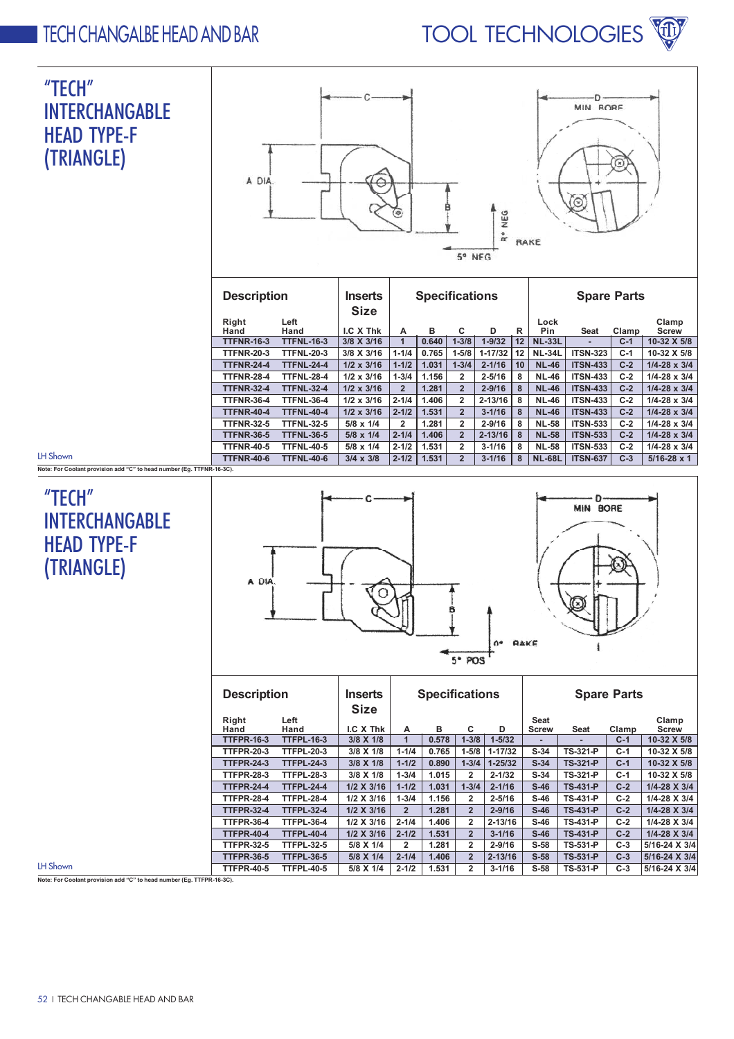# "TECH" INTERCHANGEABLE HEAD TYPE-F (TRIANGLE)

C | D MIN BORE | A DIA. | B | R° NEG | RAKE | 5° NEG

LH Shown

| Description | | Inserts Size | Specifications | | | | | Spare Parts | | | |
|---|---|---|---|---|---|---|---|---|---|---|---|
| Right Hand | Left Hand | I.C X Thk | A | B | C | D | R | Lock Pin | Seat | Clamp | Clamp Screw |
| TTFNR-16-3 | TTFNL-16-3 | 3/8 X 3/16 | 1 | 0.640 | 1-3/8 | 1-9/32 | 12 | NL-33L | - | C-1 | 10-32 X 5/8 |
| TTFNR-20-3 | TTFNL-20-3 | 3/8 X 3/16 | 1-1/4 | 0.765 | 1-5/8 | 1-17/32 | 12 | NL-34L | ITSN-323 | C-1 | 10-32 X 5/8 |
| TTFNR-24-4 | TTFNL-24-4 | 1/2 x 3/16 | 1-1/2 | 1.031 | 1-3/4 | 2-1/16 | 10 | NL-46 | ITSN-433 | C-2 | 1/4-28 x 3/4 |
| TTFNR-28-4 | TTFNL-28-4 | 1/2 x 3/16 | 1-3/4 | 1.156 | 2 | 2-5/16 | 8 | NL-46 | ITSN-433 | C-2 | 1/4-28 x 3/4 |
| TTFNR-32-4 | TTFNL-32-4 | 1/2 x 3/16 | 2 | 1.281 | 2 | 2-9/16 | 8 | NL-46 | ITSN-433 | C-2 | 1/4-28 x 3/4 |
| TTFNR-36-4 | TTFNL-36-4 | 1/2 x 3/16 | 2-1/4 | 1.406 | 2 | 2-13/16 | 8 | NL-46 | ITSN-433 | C-2 | 1/4-28 x 3/4 |
| TTFNR-40-4 | TTFNL-40-4 | 1/2 x 3/16 | 2-1/2 | 1.531 | 2 | 3-1/16 | 8 | NL-46 | ITSN-433 | C-2 | 1/4-28 x 3/4 |
| TTFNR-32-5 | TTFNL-32-5 | 5/8 x 1/4 | 2 | 1.281 | 2 | 2-9/16 | 8 | NL-58 | ITSN-533 | C-2 | 1/4-28 x 3/4 |
| TTFNR-36-5 | TTFNL-36-5 | 5/8 x 1/4 | 2-1/4 | 1.406 | 2 | 2-13/16 | 8 | NL-58 | ITSN-533 | C-2 | 1/4-28 x 3/4 |
| TTFNR-40-5 | TTFNL-40-5 | 5/8 x 1/4 | 2-1/2 | 1.531 | 2 | 3-1/16 | 8 | NL-58 | ITSN-533 | C-2 | 1/4-28 x 3/4 |
| TTFNR-40-6 | TTFNL-40-6 | 3/4 x 3/8 | 2-1/2 | 1.531 | 2 | 3-1/16 | 8 | NL-68L | ITSN-637 | C-3 | 5/16-28 x 1 |

**Note: For Coolant provision add "C" to head number (Eg. TTFNR-16-3C).**

# "TECH" INTERCHANGEABLE HEAD TYPE-F (TRIANGLE)

C | D MIN BORE | A DIA. | B | 0° RAKE | 5° POS

LH Shown

| Description | | Inserts Size | Specifications | | | | Spare Parts | | | |
|---|---|---|---|---|---|---|---|---|---|---|
| Right Hand | Left Hand | I.C X Thk | A | B | C | D | Seat Screw | Seat | Clamp | Clamp Screw |
| TTFPR-16-3 | TTFPL-16-3 | 3/8 X 1/8 | 1 | 0.578 | 1-3/8 | 1-5/32 | - | - | C-1 | 10-32 X 5/8 |
| TTFPR-20-3 | TTFPL-20-3 | 3/8 X 1/8 | 1-1/4 | 0.765 | 1-5/8 | 1-17/32 | S-34 | TS-321-P | C-1 | 10-32 X 5/8 |
| TTFPR-24-3 | TTFPL-24-3 | 3/8 X 1/8 | 1-1/2 | 0.890 | 1-3/4 | 1-25/32 | S-34 | TS-321-P | C-1 | 10-32 X 5/8 |
| TTFPR-28-3 | TTFPL-28-3 | 3/8 X 1/8 | 1-3/4 | 1.015 | 2 | 2-1/32 | S-34 | TS-321-P | C-1 | 10-32 X 5/8 |
| TTFPR-24-4 | TTFPL-24-4 | 1/2 X 3/16 | 1-1/2 | 1.031 | 1-3/4 | 2-1/16 | S-46 | TS-431-P | C-2 | 1/4-28 X 3/4 |
| TTFPR-28-4 | TTFPL-28-4 | 1/2 X 3/16 | 1-3/4 | 1.156 | 2 | 2-5/16 | S-46 | TS-431-P | C-2 | 1/4-28 X 3/4 |
| TTFPR-32-4 | TTFPL-32-4 | 1/2 X 3/16 | 2 | 1.281 | 2 | 2-9/16 | S-46 | TS-431-P | C-2 | 1/4-28 X 3/4 |
| TTFPR-36-4 | TTFPL-36-4 | 1/2 X 3/16 | 2-1/4 | 1.406 | 2 | 2-13/16 | S-46 | TS-431-P | C-2 | 1/4-28 X 3/4 |
| TTFPR-40-4 | TTFPL-40-4 | 1/2 X 3/16 | 2-1/2 | 1.531 | 2 | 3-1/16 | S-46 | TS-431-P | C-2 | 1/4-28 X 3/4 |
| TTFPR-32-5 | TTFPL-32-5 | 5/8 X 1/4 | 2 | 1.281 | 2 | 2-9/16 | S-58 | TS-531-P | C-3 | 5/16-24 X 3/4 |
| TTFPR-36-5 | TTFPL-36-5 | 5/8 X 1/4 | 2-1/4 | 1.406 | 2 | 2-13/16 | S-58 | TS-531-P | C-3 | 5/16-24 X 3/4 |
| TTFPR-40-5 | TTFPL-40-5 | 5/8 X 1/4 | 2-1/2 | 1.531 | 2 | 3-1/16 | S-58 | TS-531-P | C-3 | 5/16-24 X 3/4 |

**Note: For Coolant provision add "C" to head number (Eg. TTFPR-16-3C).**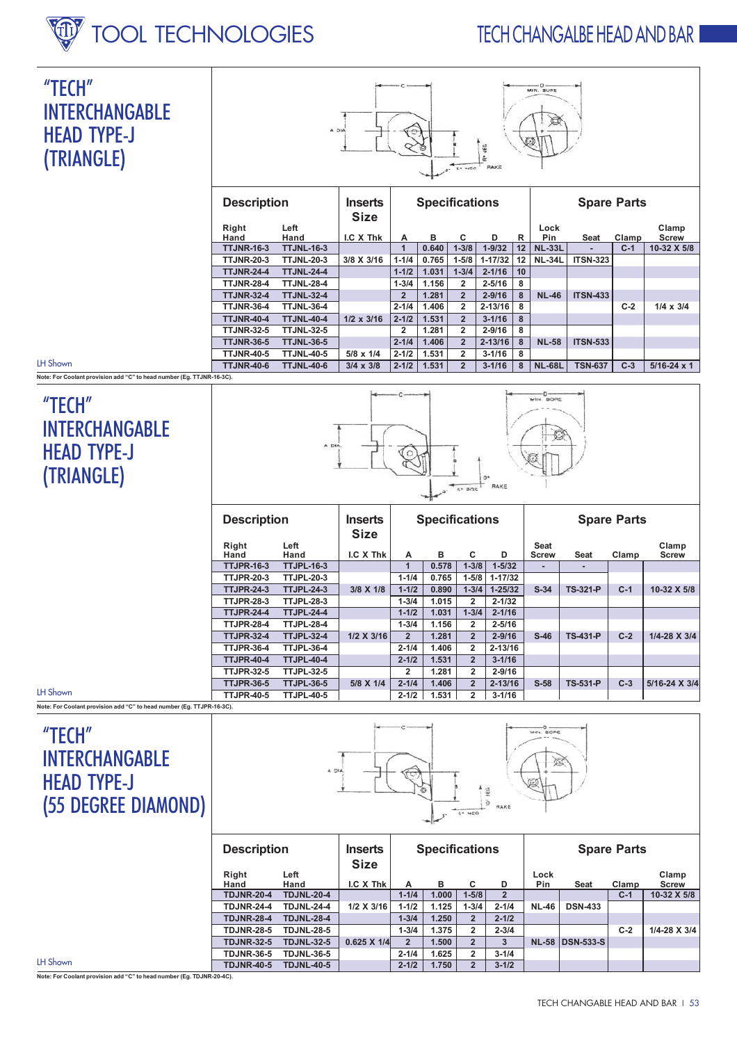# "TECH" INTERCHANGABLE HEAD TYPE-J (TRIANGLE)

LH Shown

| Description | | Inserts Size | Specifications | | | | | Spare Parts | | | |
|---|---|---|---|---|---|---|---|---|---|---|---|
| Right Hand | Left Hand | I.C X Thk | A | B | C | D | R | Lock Pin | Seat | Clamp | Clamp Screw |
| TTJNR-16-3 | TTJNL-16-3 | | 1 | 0.640 | 1-3/8 | 1-9/32 | 12 | NL-33L | - | C-1 | 10-32 X 5/8 |
| TTJNR-20-3 | TTJNL-20-3 | 3/8 X 3/16 | 1-1/4 | 0.765 | 1-5/8 | 1-17/32 | 12 | NL-34L | ITSN-323 | | |
| TTJNR-24-4 | TTJNL-24-4 | | 1-1/2 | 1.031 | 1-3/4 | 2-1/16 | 10 | | | | |
| TTJNR-28-4 | TTJNL-28-4 | | 1-3/4 | 1.156 | 2 | 2-5/16 | 8 | | | | |
| TTJNR-32-4 | TTJNL-32-4 | | 2 | 1.281 | 2 | 2-9/16 | 8 | NL-46 | ITSN-433 | | |
| TTJNR-36-4 | TTJNL-36-4 | | 2-1/4 | 1.406 | 2 | 2-13/16 | 8 | | | C-2 | 1/4 x 3/4 |
| TTJNR-40-4 | TTJNL-40-4 | 1/2 x 3/16 | 2-1/2 | 1.531 | 2 | 3-1/16 | 8 | | | | |
| TTJNR-32-5 | TTJNL-32-5 | | 2 | 1.281 | 2 | 2-9/16 | 8 | | | | |
| TTJNR-36-5 | TTJNL-36-5 | | 2-1/4 | 1.406 | 2 | 2-13/16 | 8 | NL-58 | ITSN-533 | | |
| TTJNR-40-5 | TTJNL-40-5 | 5/8 x 1/4 | 2-1/2 | 1.531 | 2 | 3-1/16 | 8 | | | | |
| TTJNR-40-6 | TTJNL-40-6 | 3/4 x 3/8 | 2-1/2 | 1.531 | 2 | 3-1/16 | 8 | NL-68L | TSN-637 | C-3 | 5/16-24 x 1 |

**Note: For Coolant provision add "C" to head number (Eg. TTJNR-16-3C).**

# "TECH" INTERCHANGABLE HEAD TYPE-J (TRIANGLE)

LH Shown

| Description | | Inserts Size | Specifications | | | | Spare Parts | | | |
|---|---|---|---|---|---|---|---|---|---|---|
| Right Hand | Left Hand | I.C X Thk | A | B | C | D | Seat Screw | Seat | Clamp | Clamp Screw |
| TTJPR-16-3 | TTJPL-16-3 | | 1 | 0.578 | 1-3/8 | 1-5/32 | - | - | | |
| TTJPR-20-3 | TTJPL-20-3 | | 1-1/4 | 0.765 | 1-5/8 | 1-17/32 | | | | |
| TTJPR-24-3 | TTJPL-24-3 | 3/8 X 1/8 | 1-1/2 | 0.890 | 1-3/4 | 1-25/32 | S-34 | TS-321-P | C-1 | 10-32 X 5/8 |
| TTJPR-28-3 | TTJPL-28-3 | | 1-3/4 | 1.015 | 2 | 2-1/32 | | | | |
| TTJPR-24-4 | TTJPL-24-4 | | 1-1/2 | 1.031 | 1-3/4 | 2-1/16 | | | | |
| TTJPR-28-4 | TTJPL-28-4 | | 1-3/4 | 1.156 | 2 | 2-5/16 | | | | |
| TTJPR-32-4 | TTJPL-32-4 | 1/2 X 3/16 | 2 | 1.281 | 2 | 2-9/16 | S-46 | TS-431-P | C-2 | 1/4-28 X 3/4 |
| TTJPR-36-4 | TTJPL-36-4 | | 2-1/4 | 1.406 | 2 | 2-13/16 | | | | |
| TTJPR-40-4 | TTJPL-40-4 | | 2-1/2 | 1.531 | 2 | 3-1/16 | | | | |
| TTJPR-32-5 | TTJPL-32-5 | | 2 | 1.281 | 2 | 2-9/16 | | | | |
| TTJPR-36-5 | TTJPL-36-5 | 5/8 X 1/4 | 2-1/4 | 1.406 | 2 | 2-13/16 | S-58 | TS-531-P | C-3 | 5/16-24 X 3/4 |
| TTJPR-40-5 | TTJPL-40-5 | | 2-1/2 | 1.531 | 2 | 3-1/16 | | | | |

**Note: For Coolant provision add "C" to head number (Eg. TTJPR-16-3C).**

# "TECH" INTERCHANGABLE HEAD TYPE-J (55 DEGREE DIAMOND)

LH Shown

| Description | | Inserts Size | Specifications | | | | Spare Parts | | | |
|---|---|---|---|---|---|---|---|---|---|---|
| Right Hand | Left Hand | I.C X Thk | A | B | C | D | Lock Pin | Seat | Clamp | Clamp Screw |
| TDJNR-20-4 | TDJNL-20-4 | | 1-1/4 | 1.000 | 1-5/8 | 2 | | | C-1 | 10-32 X 5/8 |
| TDJNR-24-4 | TDJNL-24-4 | 1/2 X 3/16 | 1-1/2 | 1.125 | 1-3/4 | 2-1/4 | NL-46 | DSN-433 | | |
| TDJNR-28-4 | TDJNL-28-4 | | 1-3/4 | 1.250 | 2 | 2-1/2 | | | | |
| TDJNR-28-5 | TDJNL-28-5 | | 1-3/4 | 1.375 | 2 | 2-3/4 | | | C-2 | 1/4-28 X 3/4 |
| TDJNR-32-5 | TDJNL-32-5 | 0.625 X 1/4 | 2 | 1.500 | 2 | 3 | NL-58 | DSN-533-S | | |
| TDJNR-36-5 | TDJNL-36-5 | | 2-1/4 | 1.625 | 2 | 3-1/4 | | | | |
| TDJNR-40-5 | TDJNL-40-5 | | 2-1/2 | 1.750 | 2 | 3-1/2 | | | | |

**Note: For Coolant provision add "C" to head number (Eg. TDJNR-20-4C).**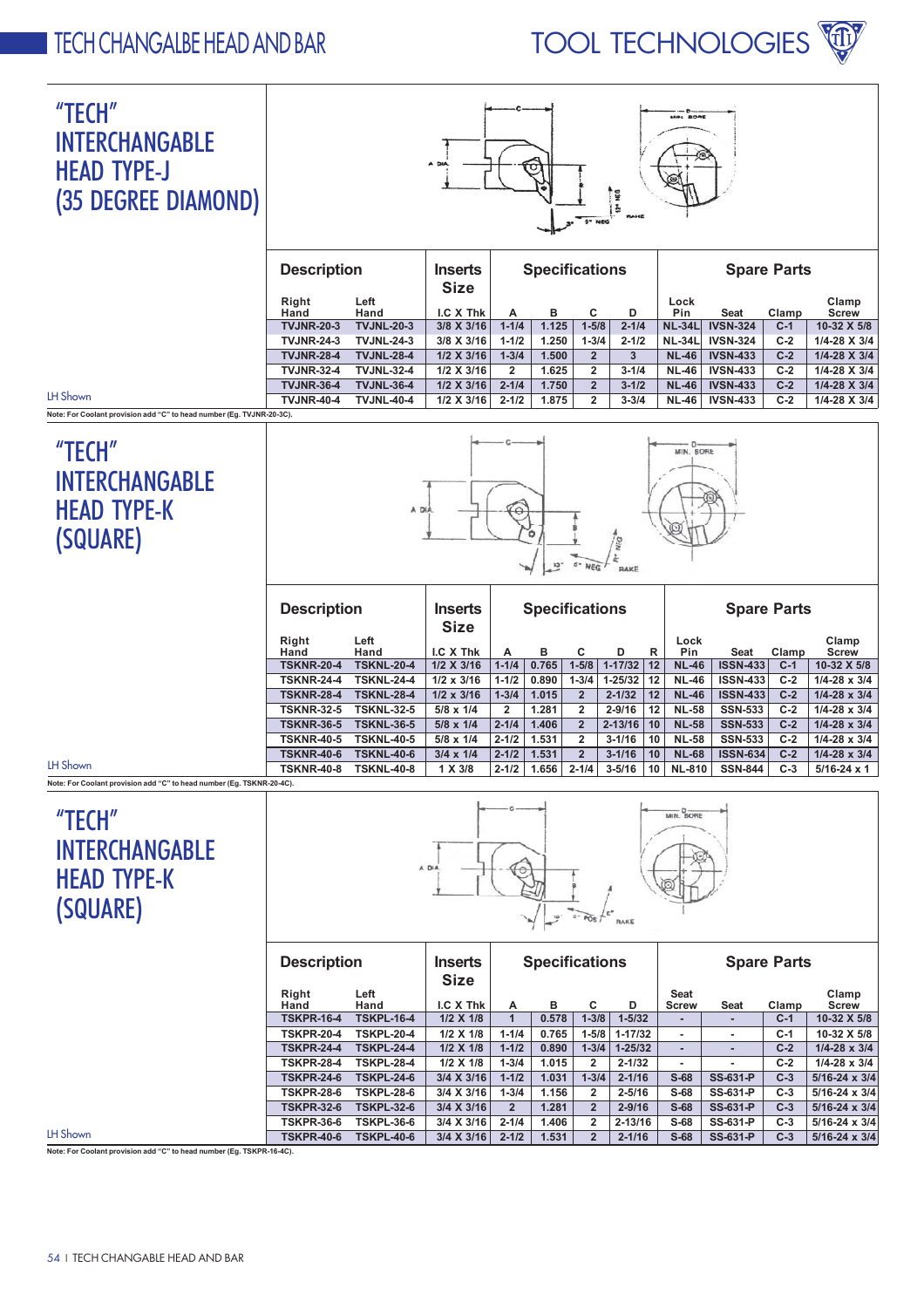# "TECH" INTERCHANGEABLE HEAD TYPE-J (35 DEGREE DIAMOND)

LH Shown

| Description | | Inserts Size | Specifications | | | | Spare Parts | | | |
|---|---|---|---|---|---|---|---|---|---|---|
| Right Hand | Left Hand | I.C X Thk | A | B | C | D | Lock Pin | Seat | Clamp | Clamp Screw |
| TVJNR-20-3 | TVJNL-20-3 | 3/8 X 3/16 | 1-1/4 | 1.125 | 1-5/8 | 2-1/4 | NL-34L | IVSN-324 | C-1 | 10-32 X 5/8 |
| TVJNR-24-3 | TVJNL-24-3 | 3/8 X 3/16 | 1-1/2 | 1.250 | 1-3/4 | 2-1/2 | NL-34L | IVSN-324 | C-2 | 1/4-28 X 3/4 |
| TVJNR-28-4 | TVJNL-28-4 | 1/2 X 3/16 | 1-3/4 | 1.500 | 2 | 3 | NL-46 | IVSN-433 | C-2 | 1/4-28 X 3/4 |
| TVJNR-32-4 | TVJNL-32-4 | 1/2 X 3/16 | 2 | 1.625 | 2 | 3-1/4 | NL-46 | IVSN-433 | C-2 | 1/4-28 X 3/4 |
| TVJNR-36-4 | TVJNL-36-4 | 1/2 X 3/16 | 2-1/4 | 1.750 | 2 | 3-1/2 | NL-46 | IVSN-433 | C-2 | 1/4-28 X 3/4 |
| TVJNR-40-4 | TVJNL-40-4 | 1/2 X 3/16 | 2-1/2 | 1.875 | 2 | 3-3/4 | NL-46 | IVSN-433 | C-2 | 1/4-28 X 3/4 |

Note: For Coolant provision add "C" to head number (Eg. TVJNR-20-3C).

# "TECH" INTERCHANGEABLE HEAD TYPE-K (SQUARE)

LH Shown

| Description | | Inserts Size | Specifications | | | | | Spare Parts | | | |
|---|---|---|---|---|---|---|---|---|---|---|---|
| Right Hand | Left Hand | I.C X Thk | A | B | C | D | R | Lock Pin | Seat | Clamp | Clamp Screw |
| TSKNR-20-4 | TSKNL-20-4 | 1/2 X 3/16 | 1-1/4 | 0.765 | 1-5/8 | 1-17/32 | 12 | NL-46 | ISSN-433 | C-1 | 10-32 X 5/8 |
| TSKNR-24-4 | TSKNL-24-4 | 1/2 x 3/16 | 1-1/2 | 0.890 | 1-3/4 | 1-25/32 | 12 | NL-46 | ISSN-433 | C-2 | 1/4-28 x 3/4 |
| TSKNR-28-4 | TSKNL-28-4 | 1/2 x 3/16 | 1-3/4 | 1.015 | 2 | 2-1/32 | 12 | NL-46 | ISSN-433 | C-2 | 1/4-28 x 3/4 |
| TSKNR-32-5 | TSKNL-32-5 | 5/8 x 1/4 | 2 | 1.281 | 2 | 2-9/16 | 12 | NL-58 | SSN-533 | C-2 | 1/4-28 x 3/4 |
| TSKNR-36-5 | TSKNL-36-5 | 5/8 x 1/4 | 2-1/4 | 1.406 | 2 | 2-13/16 | 10 | NL-58 | SSN-533 | C-2 | 1/4-28 x 3/4 |
| TSKNR-40-5 | TSKNL-40-5 | 5/8 x 1/4 | 2-1/2 | 1.531 | 2 | 3-1/16 | 10 | NL-58 | SSN-533 | C-2 | 1/4-28 x 3/4 |
| TSKNR-40-6 | TSKNL-40-6 | 3/4 x 1/4 | 2-1/2 | 1.531 | 2 | 3-1/16 | 10 | NL-68 | ISSN-634 | C-2 | 1/4-28 x 3/4 |
| TSKNR-40-8 | TSKNL-40-8 | 1 X 3/8 | 2-1/2 | 1.656 | 2-1/4 | 3-5/16 | 10 | NL-810 | SSN-844 | C-3 | 5/16-24 x 1 |

Note: For Coolant provision add "C" to head number (Eg. TSKNR-20-4C).

# "TECH" INTERCHANGEABLE HEAD TYPE-K (SQUARE)

LH Shown

| Description | | Inserts Size | Specifications | | | | Spare Parts | | | |
|---|---|---|---|---|---|---|---|---|---|---|
| Right Hand | Left Hand | I.C X Thk | A | B | C | D | Seat Screw | Seat | Clamp | Clamp Screw |
| TSKPR-16-4 | TSKPL-16-4 | 1/2 X 1/8 | 1 | 0.578 | 1-3/8 | 1-5/32 | - | - | C-1 | 10-32 X 5/8 |
| TSKPR-20-4 | TSKPL-20-4 | 1/2 X 1/8 | 1-1/4 | 0.765 | 1-5/8 | 1-17/32 | - | - | C-1 | 10-32 X 5/8 |
| TSKPR-24-4 | TSKPL-24-4 | 1/2 X 1/8 | 1-1/2 | 0.890 | 1-3/4 | 1-25/32 | - | - | C-2 | 1/4-28 x 3/4 |
| TSKPR-28-4 | TSKPL-28-4 | 1/2 X 1/8 | 1-3/4 | 1.015 | 2 | 2-1/32 | - | - | C-2 | 1/4-28 x 3/4 |
| TSKPR-24-6 | TSKPL-24-6 | 3/4 X 3/16 | 1-1/2 | 1.031 | 1-3/4 | 2-1/16 | S-68 | SS-631-P | C-3 | 5/16-24 x 3/4 |
| TSKPR-28-6 | TSKPL-28-6 | 3/4 X 3/16 | 1-3/4 | 1.156 | 2 | 2-5/16 | S-68 | SS-631-P | C-3 | 5/16-24 x 3/4 |
| TSKPR-32-6 | TSKPL-32-6 | 3/4 X 3/16 | 2 | 1.281 | 2 | 2-9/16 | S-68 | SS-631-P | C-3 | 5/16-24 x 3/4 |
| TSKPR-36-6 | TSKPL-36-6 | 3/4 X 3/16 | 2-1/4 | 1.406 | 2 | 2-13/16 | S-68 | SS-631-P | C-3 | 5/16-24 x 3/4 |
| TSKPR-40-6 | TSKPL-40-6 | 3/4 X 3/16 | 2-1/2 | 1.531 | 2 | 2-1/16 | S-68 | SS-631-P | C-3 | 5/16-24 x 3/4 |

Note: For Coolant provision add "C" to head number (Eg. TSKPR-16-4C).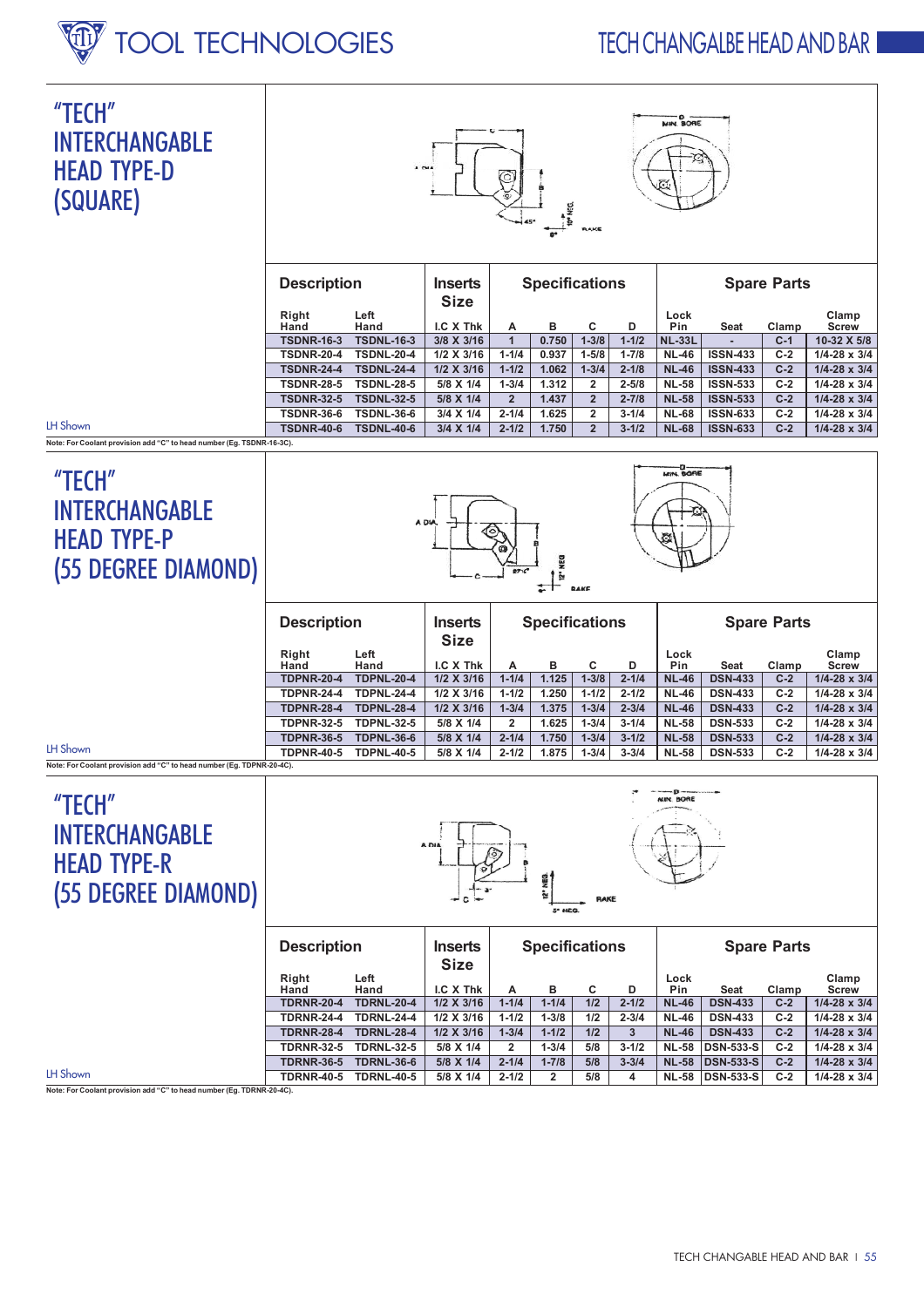# "TECH" INTERCHANGABLE HEAD TYPE-D (SQUARE)

LH Shown

| Description | | Inserts Size | Specifications | | | | Spare Parts | | | |
|---|---|---|---|---|---|---|---|---|---|---|
| Right Hand | Left Hand | I.C X Thk | A | B | C | D | Lock Pin | Seat | Clamp | Clamp Screw |
| TSDNR-16-3 | TSDNL-16-3 | 3/8 X 3/16 | 1 | 0.750 | 1-3/8 | 1-1/2 | NL-33L | - | C-1 | 10-32 X 5/8 |
| TSDNR-20-4 | TSDNL-20-4 | 1/2 X 3/16 | 1-1/4 | 0.937 | 1-5/8 | 1-7/8 | NL-46 | ISSN-433 | C-2 | 1/4-28 x 3/4 |
| TSDNR-24-4 | TSDNL-24-4 | 1/2 X 3/16 | 1-1/2 | 1.062 | 1-3/4 | 2-1/8 | NL-46 | ISSN-433 | C-2 | 1/4-28 x 3/4 |
| TSDNR-28-5 | TSDNL-28-5 | 5/8 X 1/4 | 1-3/4 | 1.312 | 2 | 2-5/8 | NL-58 | ISSN-533 | C-2 | 1/4-28 x 3/4 |
| TSDNR-32-5 | TSDNL-32-5 | 5/8 X 1/4 | 2 | 1.437 | 2 | 2-7/8 | NL-58 | ISSN-533 | C-2 | 1/4-28 x 3/4 |
| TSDNR-36-6 | TSDNL-36-6 | 3/4 X 1/4 | 2-1/4 | 1.625 | 2 | 3-1/4 | NL-68 | ISSN-633 | C-2 | 1/4-28 x 3/4 |
| TSDNR-40-6 | TSDNL-40-6 | 3/4 X 1/4 | 2-1/2 | 1.750 | 2 | 3-1/2 | NL-68 | ISSN-633 | C-2 | 1/4-28 x 3/4 |

Note: For Coolant provision add "C" to head number (Eg. TSDNR-16-3C).

# "TECH" INTERCHANGABLE HEAD TYPE-P (55 DEGREE DIAMOND)

LH Shown

| Description | | Inserts Size | Specifications | | | | Spare Parts | | | |
|---|---|---|---|---|---|---|---|---|---|---|
| Right Hand | Left Hand | I.C X Thk | A | B | C | D | Lock Pin | Seat | Clamp | Clamp Screw |
| TDPNR-20-4 | TDPNL-20-4 | 1/2 X 3/16 | 1-1/4 | 1.125 | 1-3/8 | 2-1/4 | NL-46 | DSN-433 | C-2 | 1/4-28 x 3/4 |
| TDPNR-24-4 | TDPNL-24-4 | 1/2 X 3/16 | 1-1/2 | 1.250 | 1-1/2 | 2-1/2 | NL-46 | DSN-433 | C-2 | 1/4-28 x 3/4 |
| TDPNR-28-4 | TDPNL-28-4 | 1/2 X 3/16 | 1-3/4 | 1.375 | 1-3/4 | 2-3/4 | NL-46 | DSN-433 | C-2 | 1/4-28 x 3/4 |
| TDPNR-32-5 | TDPNL-32-5 | 5/8 X 1/4 | 2 | 1.625 | 1-3/4 | 3-1/4 | NL-58 | DSN-533 | C-2 | 1/4-28 x 3/4 |
| TDPNR-36-5 | TDPNL-36-5 | 5/8 X 1/4 | 2-1/4 | 1.750 | 1-3/4 | 3-1/2 | NL-58 | DSN-533 | C-2 | 1/4-28 x 3/4 |
| TDPNR-40-5 | TDPNL-40-5 | 5/8 X 1/4 | 2-1/2 | 1.875 | 1-3/4 | 3-3/4 | NL-58 | DSN-533 | C-2 | 1/4-28 x 3/4 |

Note: For Coolant provision add "C" to head number (Eg. TDPNR-20-4C).

# "TECH" INTERCHANGABLE HEAD TYPE-R (55 DEGREE DIAMOND)

LH Shown

| Description | | Inserts Size | Specifications | | | | Spare Parts | | | |
|---|---|---|---|---|---|---|---|---|---|---|
| Right Hand | Left Hand | I.C X Thk | A | B | C | D | Lock Pin | Seat | Clamp | Clamp Screw |
| TDRNR-20-4 | TDRNL-20-4 | 1/2 X 3/16 | 1-1/4 | 1-1/4 | 1/2 | 2-1/2 | NL-46 | DSN-433 | C-2 | 1/4-28 x 3/4 |
| TDRNR-24-4 | TDRNL-24-4 | 1/2 X 3/16 | 1-1/2 | 1-3/8 | 1/2 | 2-3/4 | NL-46 | DSN-433 | C-2 | 1/4-28 x 3/4 |
| TDRNR-28-4 | TDRNL-28-4 | 1/2 X 3/16 | 1-3/4 | 1-1/2 | 1/2 | 3 | NL-46 | DSN-433 | C-2 | 1/4-28 x 3/4 |
| TDRNR-32-5 | TDRNL-32-5 | 5/8 X 1/4 | 2 | 1-3/4 | 5/8 | 3-1/2 | NL-58 | DSN-533-S | C-2 | 1/4-28 x 3/4 |
| TDRNR-36-5 | TDRNL-36-5 | 5/8 X 1/4 | 2-1/4 | 1-7/8 | 5/8 | 3-3/4 | NL-58 | DSN-533-S | C-2 | 1/4-28 x 3/4 |
| TDRNR-40-5 | TDRNL-40-5 | 5/8 X 1/4 | 2-1/2 | 2 | 5/8 | 4 | NL-58 | DSN-533-S | C-2 | 1/4-28 x 3/4 |

Note: For Coolant provision add "C" to head number (Eg. TDRNR-20-4C).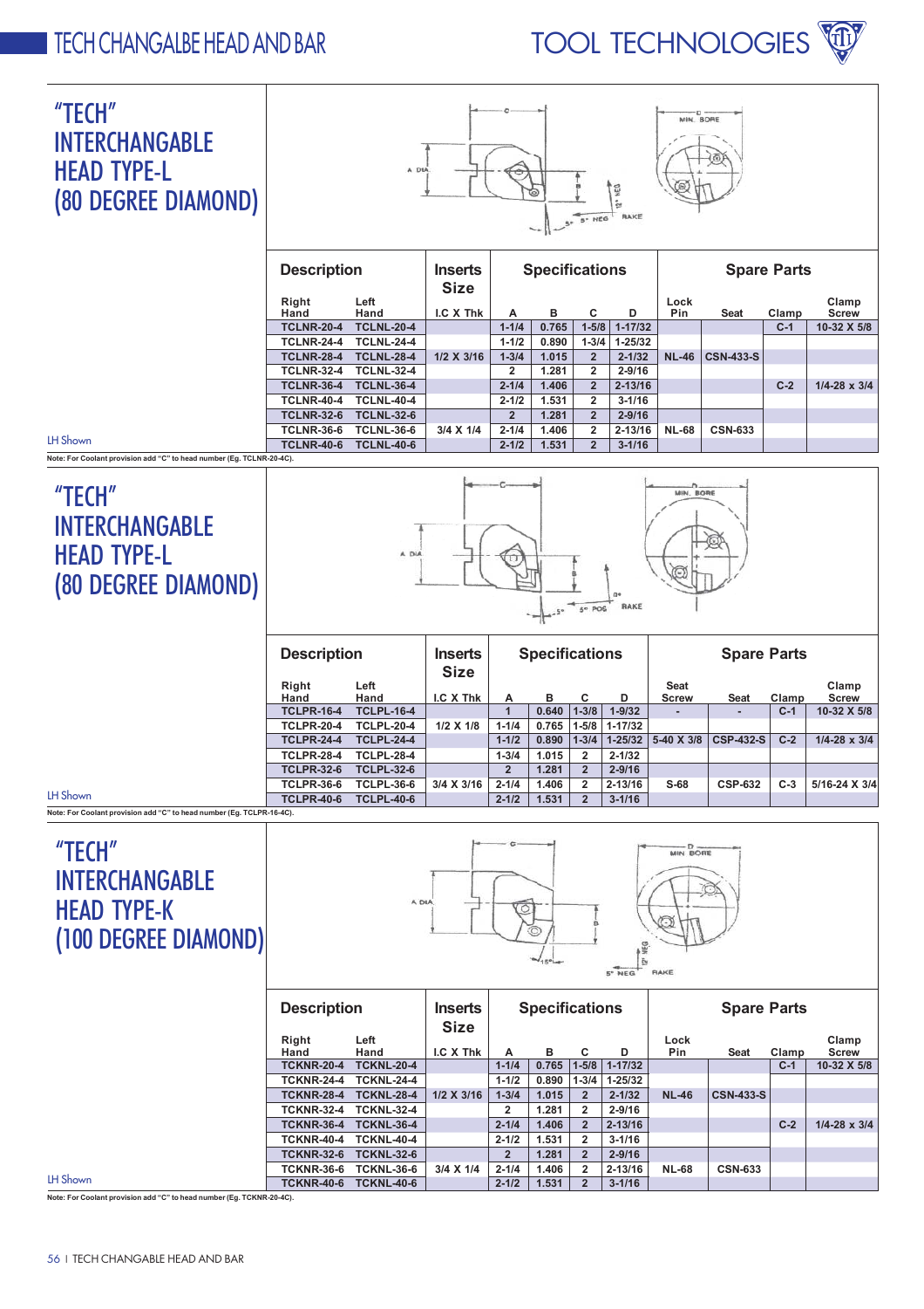# "TECH" INTERCHANGABLE HEAD TYPE-L (80 DEGREE DIAMOND)

C

A DIA

B

5° NEG

12° NEG

RAKE

D

MIN. BORE

LH Shown

| Description | | Inserts Size | Specifications | | | | Spare Parts | | | |
|---|---|---|---|---|---|---|---|---|---|---|
| Right Hand | Left Hand | I.C X Thk | A | B | C | D | Lock Pin | Seat | Clamp | Clamp Screw |
| TCLNR-20-4 | TCLNL-20-4 | | 1-1/4 | 0.765 | 1-5/8 | 1-17/32 | | | C-1 | 10-32 X 5/8 |
| TCLNR-24-4 | TCLNL-24-4 | | 1-1/2 | 0.890 | 1-3/4 | 1-25/32 | | | | |
| TCLNR-28-4 | TCLNL-28-4 | 1/2 X 3/16 | 1-3/4 | 1.015 | 2 | 2-1/32 | NL-46 | CSN-433-S | | |
| TCLNR-32-4 | TCLNL-32-4 | | 2 | 1.281 | 2 | 2-9/16 | | | | |
| TCLNR-36-4 | TCLNL-36-4 | | 2-1/4 | 1.406 | 2 | 2-13/16 | | | C-2 | 1/4-28 x 3/4 |
| TCLNR-40-4 | TCLNL-40-4 | | 2-1/2 | 1.531 | 2 | 3-1/16 | | | | |
| TCLNR-32-6 | TCLNL-32-6 | | 2 | 1.281 | 2 | 2-9/16 | | | | |
| TCLNR-36-6 | TCLNL-36-6 | 3/4 X 1/4 | 2-1/4 | 1.406 | 2 | 2-13/16 | NL-68 | CSN-633 | | |
| TCLNR-40-6 | TCLNL-40-6 | | 2-1/2 | 1.531 | 2 | 3-1/16 | | | | |

Note: For Coolant provision add "C" to head number (Eg. TCLNR-20-4C).

# "TECH" INTERCHANGABLE HEAD TYPE-L (80 DEGREE DIAMOND)

C

A DIA

B

5°

5° POS

0°

RAKE

D

MIN. BORE

LH Shown

| Description | | Inserts Size | Specifications | | | | Spare Parts | | | |
|---|---|---|---|---|---|---|---|---|---|---|
| Right Hand | Left Hand | I.C X Thk | A | B | C | D | Seat Screw | Seat | Clamp | Clamp Screw |
| TCLPR-16-4 | TCLPL-16-4 | | 1 | 0.640 | 1-3/8 | 1-9/32 | - | - | C-1 | 10-32 X 5/8 |
| TCLPR-20-4 | TCLPL-20-4 | 1/2 X 1/8 | 1-1/4 | 0.765 | 1-5/8 | 1-17/32 | | | | |
| TCLPR-24-4 | TCLPL-24-4 | | 1-1/2 | 0.890 | 1-3/4 | 1-25/32 | 5-40 X 3/8 | CSP-432-S | C-2 | 1/4-28 x 3/4 |
| TCLPR-28-4 | TCLPL-28-4 | | 1-3/4 | 1.015 | 2 | 2-1/32 | | | | |
| TCLPR-32-6 | TCLPL-32-6 | | 2 | 1.281 | 2 | 2-9/16 | | | | |
| TCLPR-36-6 | TCLPL-36-6 | 3/4 X 3/16 | 2-1/4 | 1.406 | 2 | 2-13/16 | S-68 | CSP-632 | C-3 | 5/16-24 X 3/4 |
| TCLPR-40-6 | TCLPL-40-6 | | 2-1/2 | 1.531 | 2 | 3-1/16 | | | | |

Note: For Coolant provision add "C" to head number (Eg. TCLPR-16-4C).

# "TECH" INTERCHANGABLE HEAD TYPE-K (100 DEGREE DIAMOND)

C

A DIA

B

15°

5° NEG

12° NEG

RAKE

D

MIN BORE

LH Shown

| Description | | Inserts Size | Specifications | | | | Spare Parts | | | |
|---|---|---|---|---|---|---|---|---|---|---|
| Right Hand | Left Hand | I.C X Thk | A | B | C | D | Lock Pin | Seat | Clamp | Clamp Screw |
| TCKNR-20-4 | TCKNL-20-4 | | 1-1/4 | 0.765 | 1-5/8 | 1-17/32 | | | C-1 | 10-32 X 5/8 |
| TCKNR-24-4 | TCKNL-24-4 | | 1-1/2 | 0.890 | 1-3/4 | 1-25/32 | | | | |
| TCKNR-28-4 | TCKNL-28-4 | 1/2 X 3/16 | 1-3/4 | 1.015 | 2 | 2-1/32 | NL-46 | CSN-433-S | | |
| TCKNR-32-4 | TCKNL-32-4 | | 2 | 1.281 | 2 | 2-9/16 | | | | |
| TCKNR-36-4 | TCKNL-36-4 | | 2-1/4 | 1.406 | 2 | 2-13/16 | | | C-2 | 1/4-28 x 3/4 |
| TCKNR-40-4 | TCKNL-40-4 | | 2-1/2 | 1.531 | 2 | 3-1/16 | | | | |
| TCKNR-32-6 | TCKNL-32-6 | | 2 | 1.281 | 2 | 2-9/16 | | | | |
| TCKNR-36-6 | TCKNL-36-6 | 3/4 X 1/4 | 2-1/4 | 1.406 | 2 | 2-13/16 | NL-68 | CSN-633 | | |
| TCKNR-40-6 | TCKNL-40-6 | | 2-1/2 | 1.531 | 2 | 3-1/16 | | | | |

Note: For Coolant provision add "C" to head number (Eg. TCKNR-20-4C).